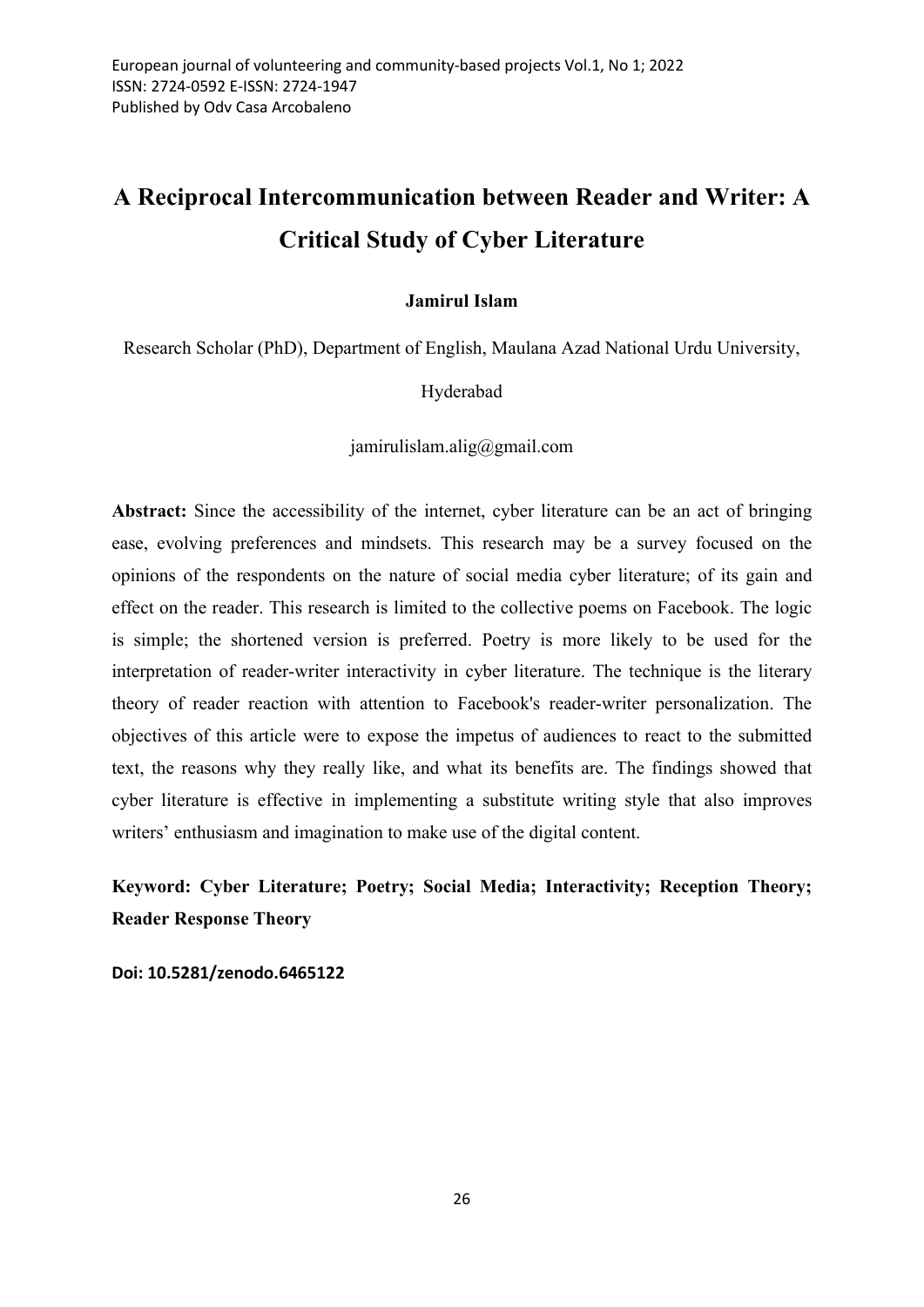# A Reciprocal Intercommunication between Reader and Writer: A Critical Study of Cyber Literature

**Jamirul Islam**

Research Scholar (PhD), Department of English, Maulana Azad National Urdu University, Hyderabad

jamirulislam.alig@gmail.com

**Abstract:** Since the accessibility of the internet, cyber literature can be an act of bringing ease, evolving preferences and mindsets. This research may be a survey focused on the opinions of the respondents on the nature of social media cyber literature; of its gain and effect on the reader. This research is limited to the collective poems on Facebook. The logic is simple; the shortened version is preferred. Poetry is more likely to be used for the interpretation of reader-writer interactivity in cyber literature. The technique is the literary theory of reader reaction with attention to Facebook's reader-writer personalization. The objectives of this article were to expose the impetus of audiences to react to the submitted text, the reasons why they really like, and what its benefits are. The findings showed that cyber literature is effective in implementing a substitute writing style that also improves writers' enthusiasm and imagination to make use of the digital content.

**Keyword: Cyber Literature; Poetry; Social Media; Interactivity; Reception Theory; Reader Response Theory**

**Doi: 10.5281/zenodo.6465122**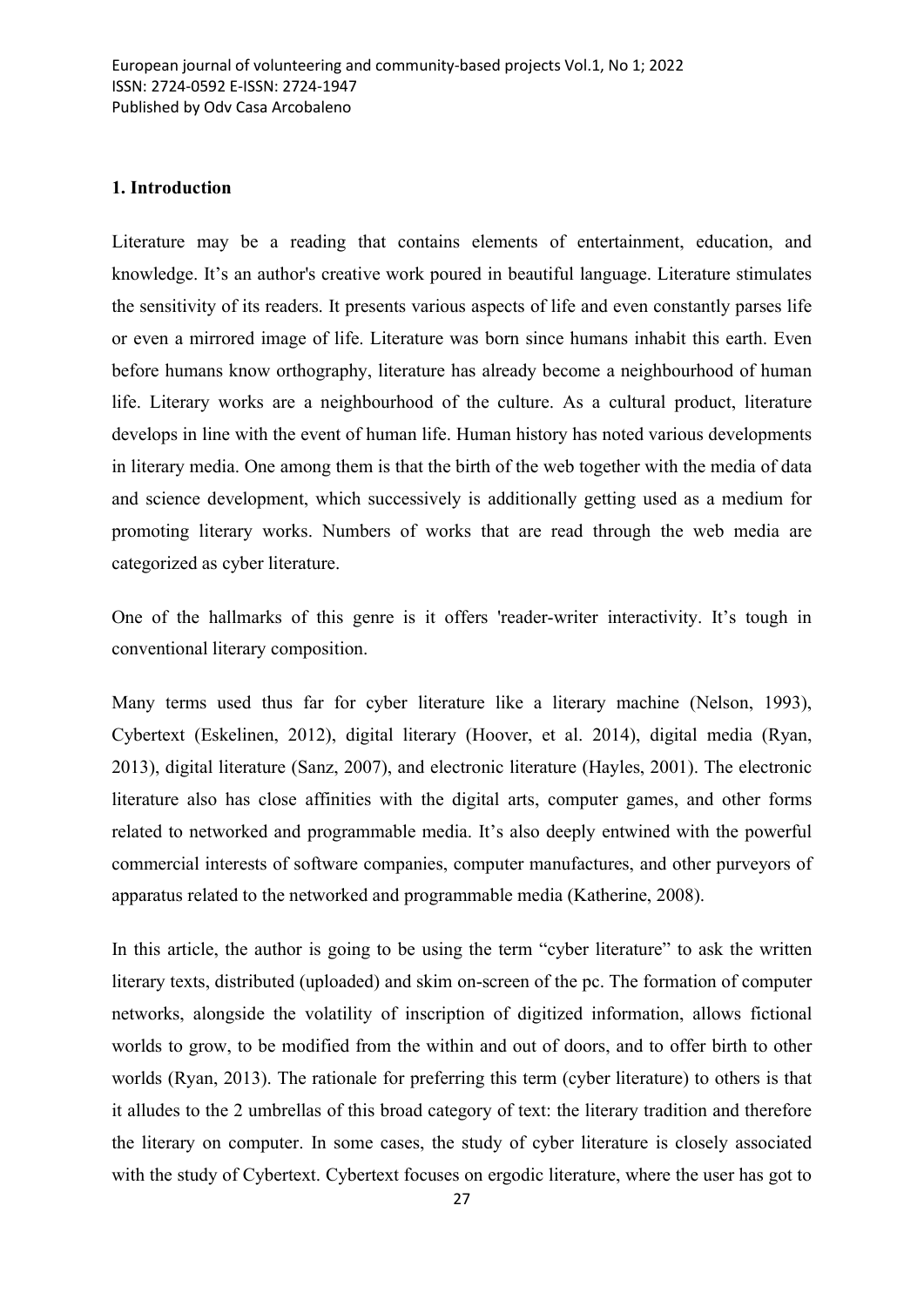## 1. Introduction

Literature may be a reading that contains elements of entertainment, education, and knowledge. It's an author's creative work poured in beautiful language. Literature stimulates the sensitivity of its readers. It presents various aspects of life and even constantly parses life or even a mirrored image of life. Literature was born since humans inhabit this earth. Even before humans know orthography, literature has already become a neighbourhood of human life. Literary works are a neighbourhood of the culture. As a cultural product, literature develops in line with the event of human life. Human history has noted various developments in literary media. One among them is that the birth of the web together with the media of data and science development, which successively is additionally getting used as a medium for promoting literary works. Numbers of works that are read through the web media are categorized as cyber literature.

One of the hallmarks of this genre is it offers 'reader-writer interactivity. It's tough in conventional literary composition.

Many terms used thus far for cyber literature like a literary machine (Nelson, 1993), Cybertext (Eskelinen, 2012), digital literary (Hoover, et al. 2014), digital media (Ryan, 2013), digital literature (Sanz, 2007), and electronic literature (Hayles, 2001). The electronic literature also has close affinities with the digital arts, computer games, and other forms related to networked and programmable media. It's also deeply entwined with the powerful commercial interests of software companies, computer manufactures, and other purveyors of apparatus related to the networked and programmable media (Katherine, 2008).

In this article, the author is going to be using the term "cyber literature" to ask the written literary texts, distributed (uploaded) and skim on-screen of the pc. The formation of computer networks, alongside the volatility of inscription of digitized information, allows fictional worlds to grow, to be modified from the within and out of doors, and to offer birth to other worlds (Ryan, 2013). The rationale for preferring this term (cyber literature) to others is that it alludes to the 2 umbrellas of this broad category of text: the literary tradition and therefore the literary on computer. In some cases, the study of cyber literature is closely associated with the study of Cybertext. Cybertext focuses on ergodic literature, where the user has got to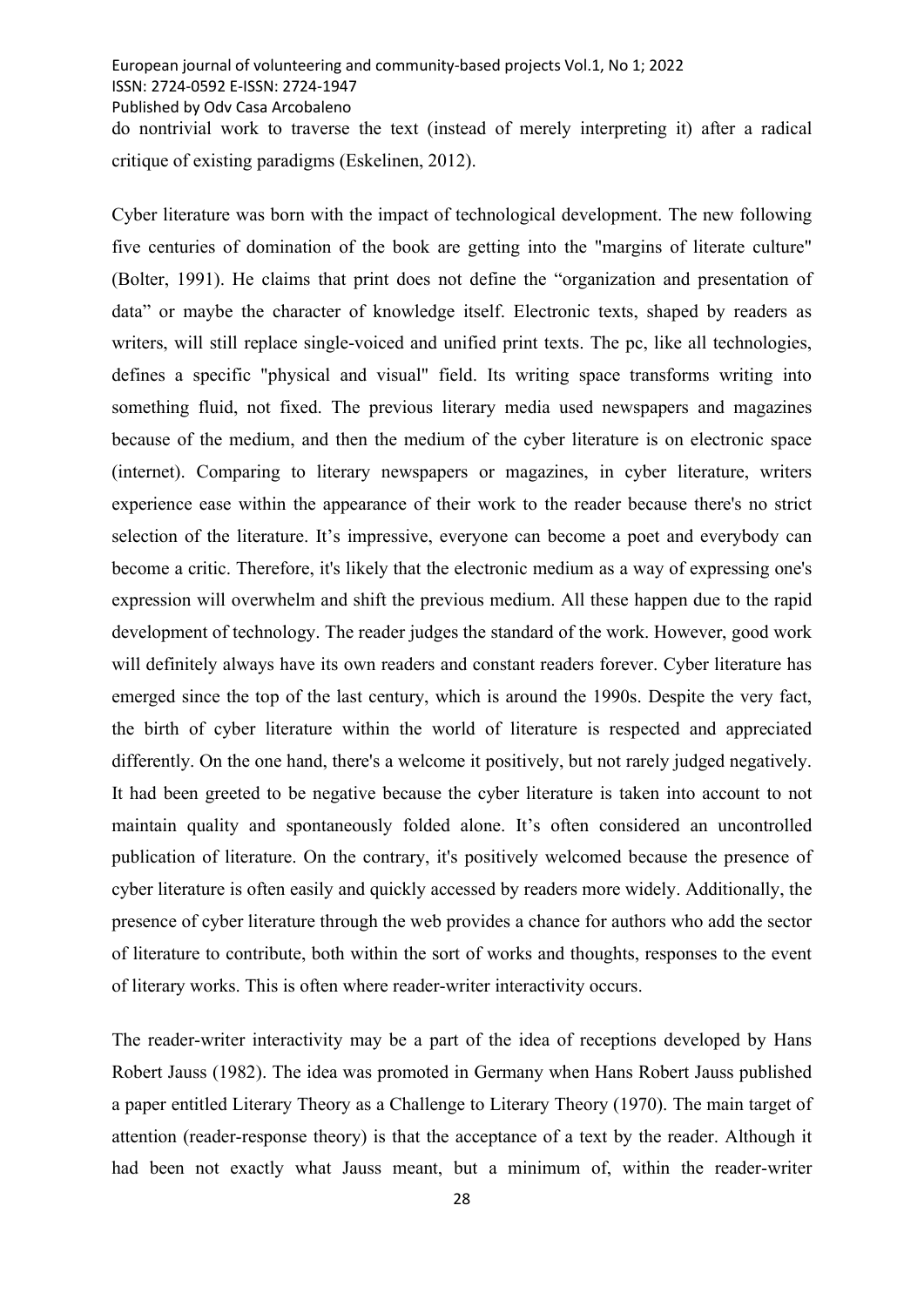do nontrivial work to traverse the text (instead of merely interpreting it) after a radical critique of existing paradigms (Eskelinen, 2012).

Cyber literature was born with the impact of technological development. The new following five centuries of domination of the book are getting into the "margins of literate culture" (Bolter, 1991). He claims that print does not define the "organization and presentation of data" or maybe the character of knowledge itself. Electronic texts, shaped by readers as writers, will still replace single-voiced and unified print texts. The pc, like all technologies, defines a specific "physical and visual" field. Its writing space transforms writing into something fluid, not fixed. The previous literary media used newspapers and magazines because of the medium, and then the medium of the cyber literature is on electronic space (internet). Comparing to literary newspapers or magazines, in cyber literature, writers experience ease within the appearance of their work to the reader because there's no strict selection of the literature. It's impressive, everyone can become a poet and everybody can become a critic. Therefore, it's likely that the electronic medium as a way of expressing one's expression will overwhelm and shift the previous medium. All these happen due to the rapid development of technology. The reader judges the standard of the work. However, good work will definitely always have its own readers and constant readers forever. Cyber literature has emerged since the top of the last century, which is around the 1990s. Despite the very fact, the birth of cyber literature within the world of literature is respected and appreciated differently. On the one hand, there's a welcome it positively, but not rarely judged negatively. It had been greeted to be negative because the cyber literature is taken into account to not maintain quality and spontaneously folded alone. It's often considered an uncontrolled publication of literature. On the contrary, it's positively welcomed because the presence of cyber literature is often easily and quickly accessed by readers more widely. Additionally, the presence of cyber literature through the web provides a chance for authors who add the sector of literature to contribute, both within the sort of works and thoughts, responses to the event of literary works. This is often where reader-writer interactivity occurs.

The reader-writer interactivity may be a part of the idea of receptions developed by Hans Robert Jauss (1982). The idea was promoted in Germany when Hans Robert Jauss published a paper entitled Literary Theory as a Challenge to Literary Theory (1970). The main target of attention (reader-response theory) is that the acceptance of a text by the reader. Although it had been not exactly what Jauss meant, but a minimum of, within the reader-writer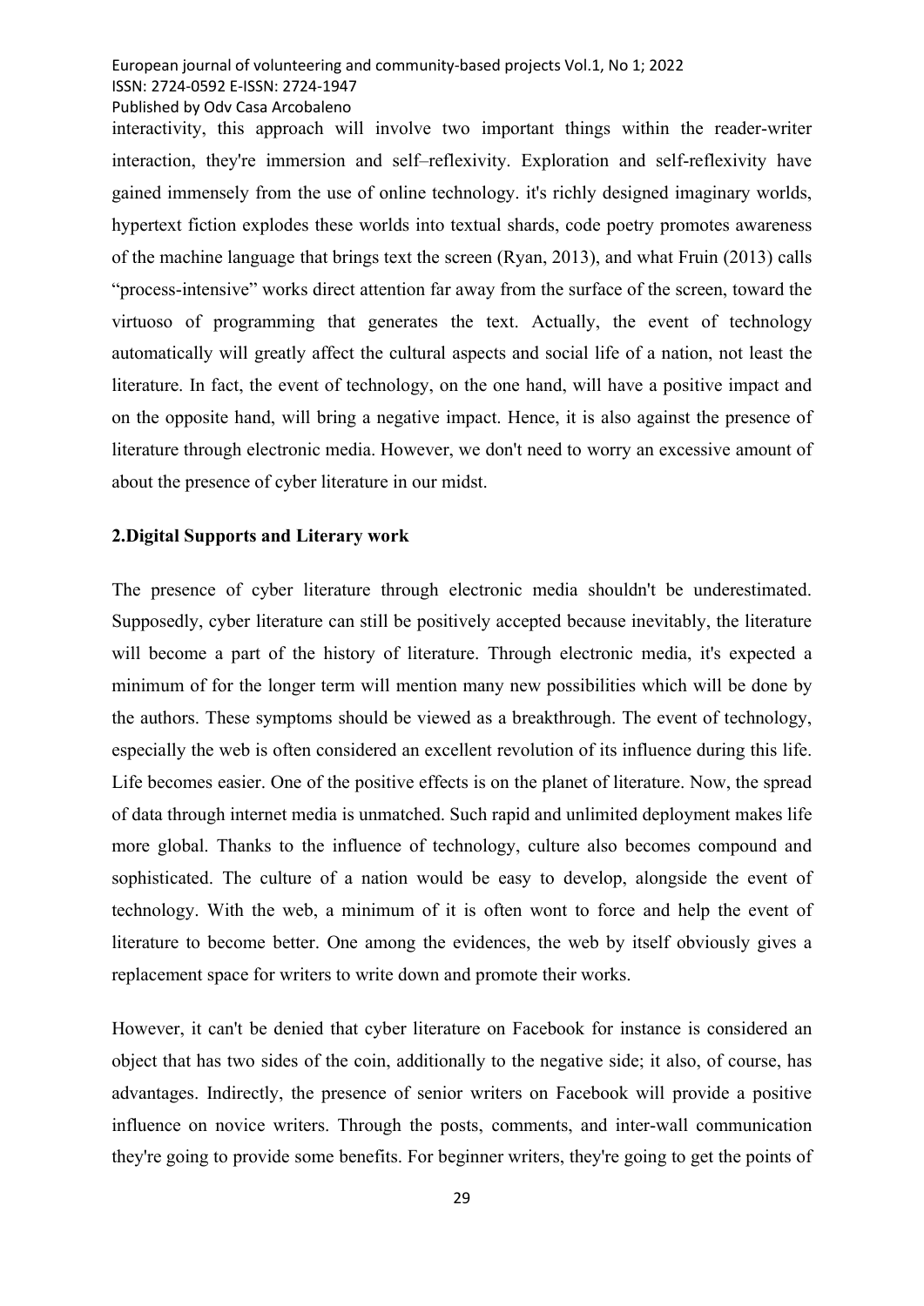interactivity, this approach will involve two important things within the reader-writer interaction, they're immersion and self–reflexivity. Exploration and self-reflexivity have gained immensely from the use of online technology. it's richly designed imaginary worlds, hypertext fiction explodes these worlds into textual shards, code poetry promotes awareness of the machine language that brings text the screen (Ryan, 2013), and what Fruin (2013) calls "process-intensive" works direct attention far away from the surface of the screen, toward the virtuoso of programming that generates the text. Actually, the event of technology automatically will greatly affect the cultural aspects and social life of a nation, not least the literature. In fact, the event of technology, on the one hand, will have a positive impact and on the opposite hand, will bring a negative impact. Hence, it is also against the presence of literature through electronic media. However, we don't need to worry an excessive amount of about the presence of cyber literature in our midst.

## 2.Digital Supports and Literary work

The presence of cyber literature through electronic media shouldn't be underestimated. Supposedly, cyber literature can still be positively accepted because inevitably, the literature will become a part of the history of literature. Through electronic media, it's expected a minimum of for the longer term will mention many new possibilities which will be done by the authors. These symptoms should be viewed as a breakthrough. The event of technology, especially the web is often considered an excellent revolution of its influence during this life. Life becomes easier. One of the positive effects is on the planet of literature. Now, the spread of data through internet media is unmatched. Such rapid and unlimited deployment makes life more global. Thanks to the influence of technology, culture also becomes compound and sophisticated. The culture of a nation would be easy to develop, alongside the event of technology. With the web, a minimum of it is often wont to force and help the event of literature to become better. One among the evidences, the web by itself obviously gives a replacement space for writers to write down and promote their works.

However, it can't be denied that cyber literature on Facebook for instance is considered an object that has two sides of the coin, additionally to the negative side; it also, of course, has advantages. Indirectly, the presence of senior writers on Facebook will provide a positive influence on novice writers. Through the posts, comments, and inter-wall communication they're going to provide some benefits. For beginner writers, they're going to get the points of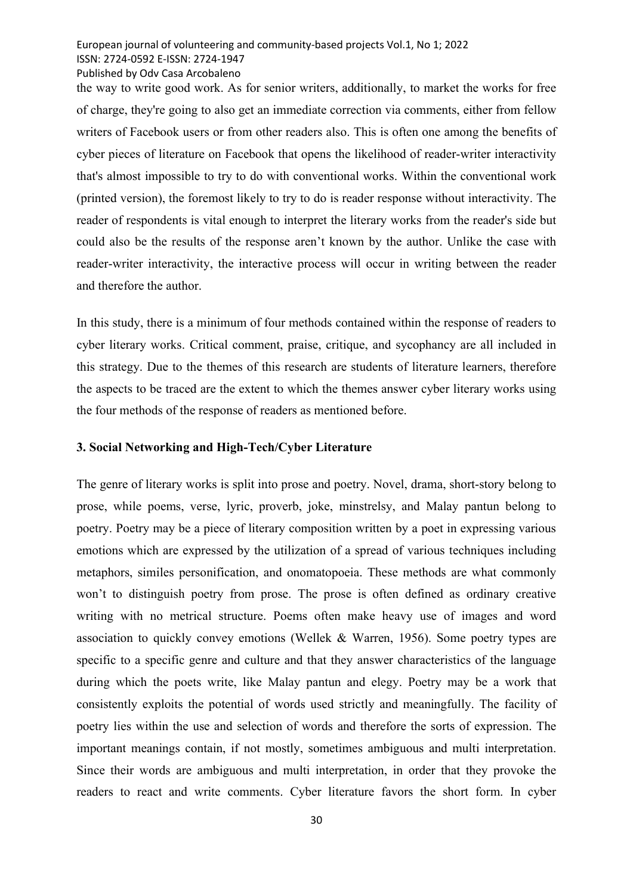the way to write good work. As for senior writers, additionally, to market the works for free of charge, they're going to also get an immediate correction via comments, either from fellow writers of Facebook users or from other readers also. This is often one among the benefits of cyber pieces of literature on Facebook that opens the likelihood of reader-writer interactivity that's almost impossible to try to do with conventional works. Within the conventional work (printed version), the foremost likely to try to do is reader response without interactivity. The reader of respondents is vital enough to interpret the literary works from the reader's side but could also be the results of the response aren't known by the author. Unlike the case with reader-writer interactivity, the interactive process will occur in writing between the reader and therefore the author.

In this study, there is a minimum of four methods contained within the response of readers to cyber literary works. Critical comment, praise, critique, and sycophancy are all included in this strategy. Due to the themes of this research are students of literature learners, therefore the aspects to be traced are the extent to which the themes answer cyber literary works using the four methods of the response of readers as mentioned before.

### 3. Social Networking and High-Tech/Cyber Literature

The genre of literary works is split into prose and poetry. Novel, drama, short-story belong to prose, while poems, verse, lyric, proverb, joke, minstrelsy, and Malay pantun belong to poetry. Poetry may be a piece of literary composition written by a poet in expressing various emotions which are expressed by the utilization of a spread of various techniques including metaphors, similes personification, and onomatopoeia. These methods are what commonly won't to distinguish poetry from prose. The prose is often defined as ordinary creative writing with no metrical structure. Poems often make heavy use of images and word association to quickly convey emotions (Wellek & Warren, 1956). Some poetry types are specific to a specific genre and culture and that they answer characteristics of the language during which the poets write, like Malay pantun and elegy. Poetry may be a work that consistently exploits the potential of words used strictly and meaningfully. The facility of poetry lies within the use and selection of words and therefore the sorts of expression. The important meanings contain, if not mostly, sometimes ambiguous and multi interpretation. Since their words are ambiguous and multi interpretation, in order that they provoke the readers to react and write comments. Cyber literature favors the short form. In cyber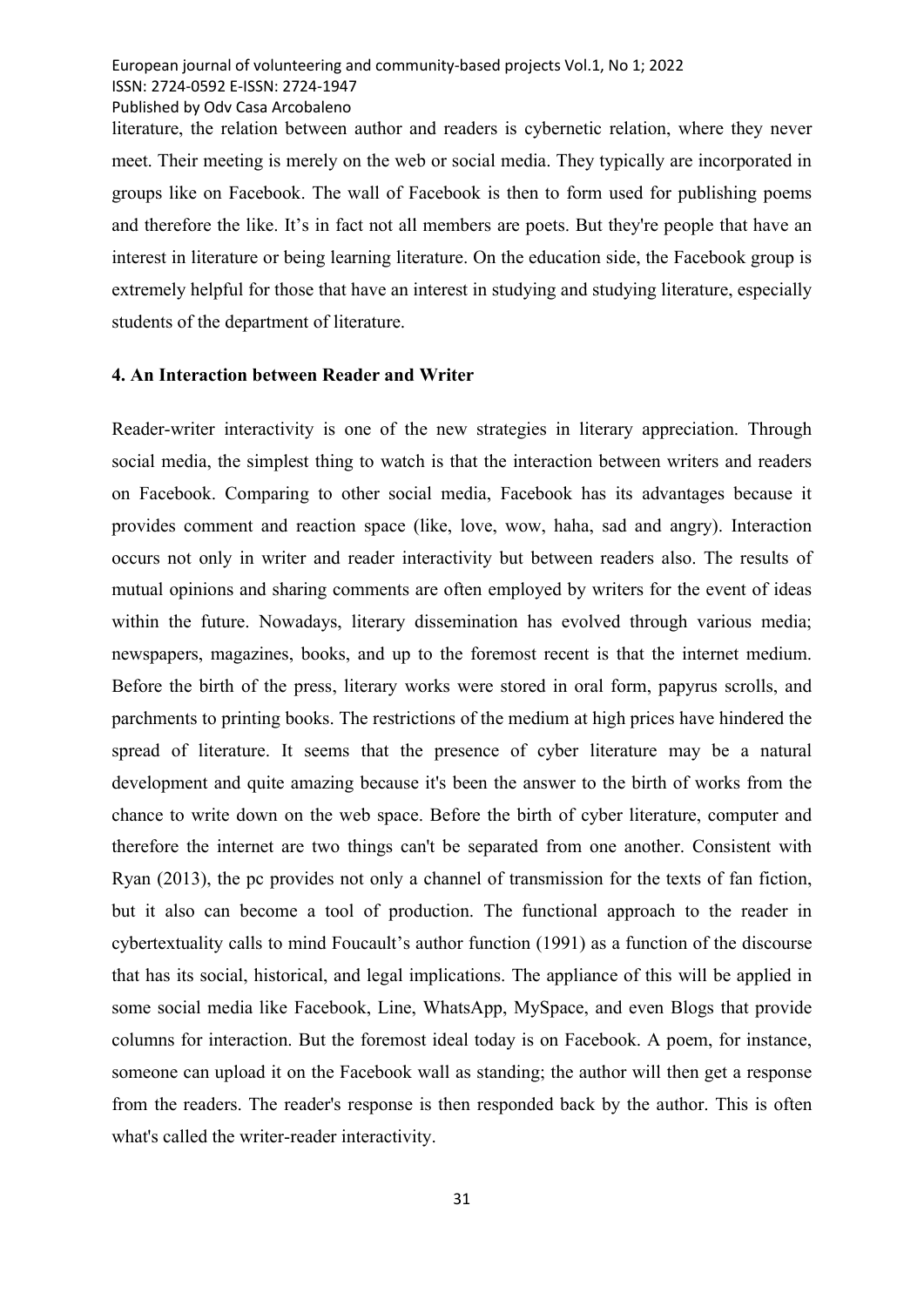literature, the relation between author and readers is cybernetic relation, where they never meet. Their meeting is merely on the web or social media. They typically are incorporated in groups like on Facebook. The wall of Facebook is then to form used for publishing poems and therefore the like. It's in fact not all members are poets. But they're people that have an interest in literature or being learning literature. On the education side, the Facebook group is extremely helpful for those that have an interest in studying and studying literature, especially students of the department of literature.

## 4. An Interaction between Reader and Writer

Reader-writer interactivity is one of the new strategies in literary appreciation. Through social media, the simplest thing to watch is that the interaction between writers and readers on Facebook. Comparing to other social media, Facebook has its advantages because it provides comment and reaction space (like, love, wow, haha, sad and angry). Interaction occurs not only in writer and reader interactivity but between readers also. The results of mutual opinions and sharing comments are often employed by writers for the event of ideas within the future. Nowadays, literary dissemination has evolved through various media; newspapers, magazines, books, and up to the foremost recent is that the internet medium. Before the birth of the press, literary works were stored in oral form, papyrus scrolls, and parchments to printing books. The restrictions of the medium at high prices have hindered the spread of literature. It seems that the presence of cyber literature may be a natural development and quite amazing because it's been the answer to the birth of works from the chance to write down on the web space. Before the birth of cyber literature, computer and therefore the internet are two things can't be separated from one another. Consistent with Ryan (2013), the pc provides not only a channel of transmission for the texts of fan fiction, but it also can become a tool of production. The functional approach to the reader in cybertextuality calls to mind Foucault's author function (1991) as a function of the discourse that has its social, historical, and legal implications. The appliance of this will be applied in some social media like Facebook, Line, WhatsApp, MySpace, and even Blogs that provide columns for interaction. But the foremost ideal today is on Facebook. A poem, for instance, someone can upload it on the Facebook wall as standing; the author will then get a response from the readers. The reader's response is then responded back by the author. This is often what's called the writer-reader interactivity.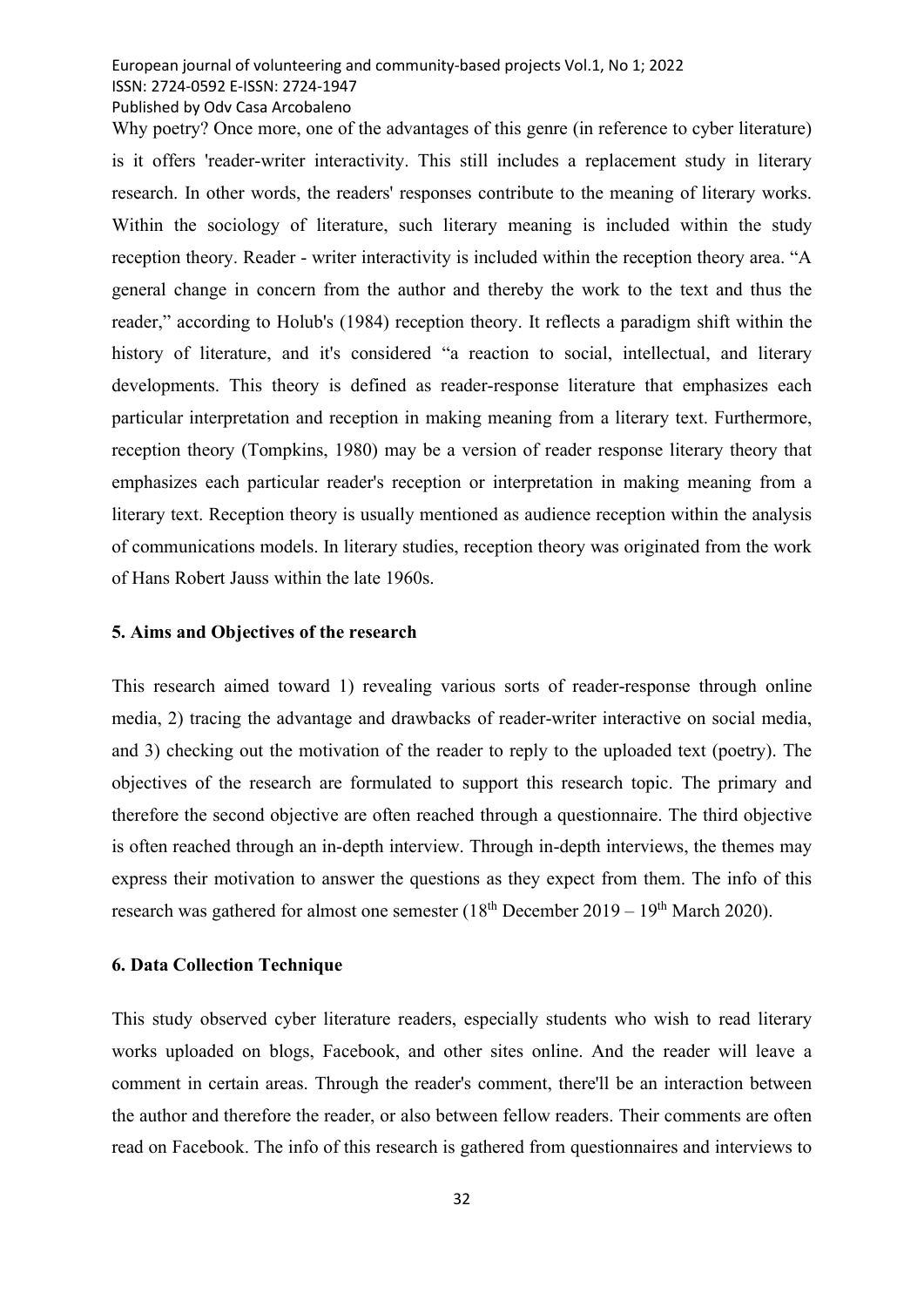Why poetry? Once more, one of the advantages of this genre (in reference to cyber literature) is it offers 'reader-writer interactivity. This still includes a replacement study in literary research. In other words, the readers' responses contribute to the meaning of literary works. Within the sociology of literature, such literary meaning is included within the study reception theory. Reader - writer interactivity is included within the reception theory area. "A general change in concern from the author and thereby the work to the text and thus the reader," according to Holub's (1984) reception theory. It reflects a paradigm shift within the history of literature, and it's considered "a reaction to social, intellectual, and literary developments. This theory is defined as reader-response literature that emphasizes each particular interpretation and reception in making meaning from a literary text. Furthermore, reception theory (Tompkins, 1980) may be a version of reader response literary theory that emphasizes each particular reader's reception or interpretation in making meaning from a literary text. Reception theory is usually mentioned as audience reception within the analysis of communications models. In literary studies, reception theory was originated from the work of Hans Robert Jauss within the late 1960s.

## 5. Aims and Objectives of the research

This research aimed toward 1) revealing various sorts of reader-response through online media, 2) tracing the advantage and drawbacks of reader-writer interactive on social media, and 3) checking out the motivation of the reader to reply to the uploaded text (poetry). The objectives of the research are formulated to support this research topic. The primary and therefore the second objective are often reached through a questionnaire. The third objective is often reached through an in-depth interview. Through in-depth interviews, the themes may express their motivation to answer the questions as they expect from them. The info of this research was gathered for almost one semester (18th December 2019 – 19th March 2020).

## 6. Data Collection Technique

This study observed cyber literature readers, especially students who wish to read literary works uploaded on blogs, Facebook, and other sites online. And the reader will leave a comment in certain areas. Through the reader's comment, there'll be an interaction between the author and therefore the reader, or also between fellow readers. Their comments are often read on Facebook. The info of this research is gathered from questionnaires and interviews to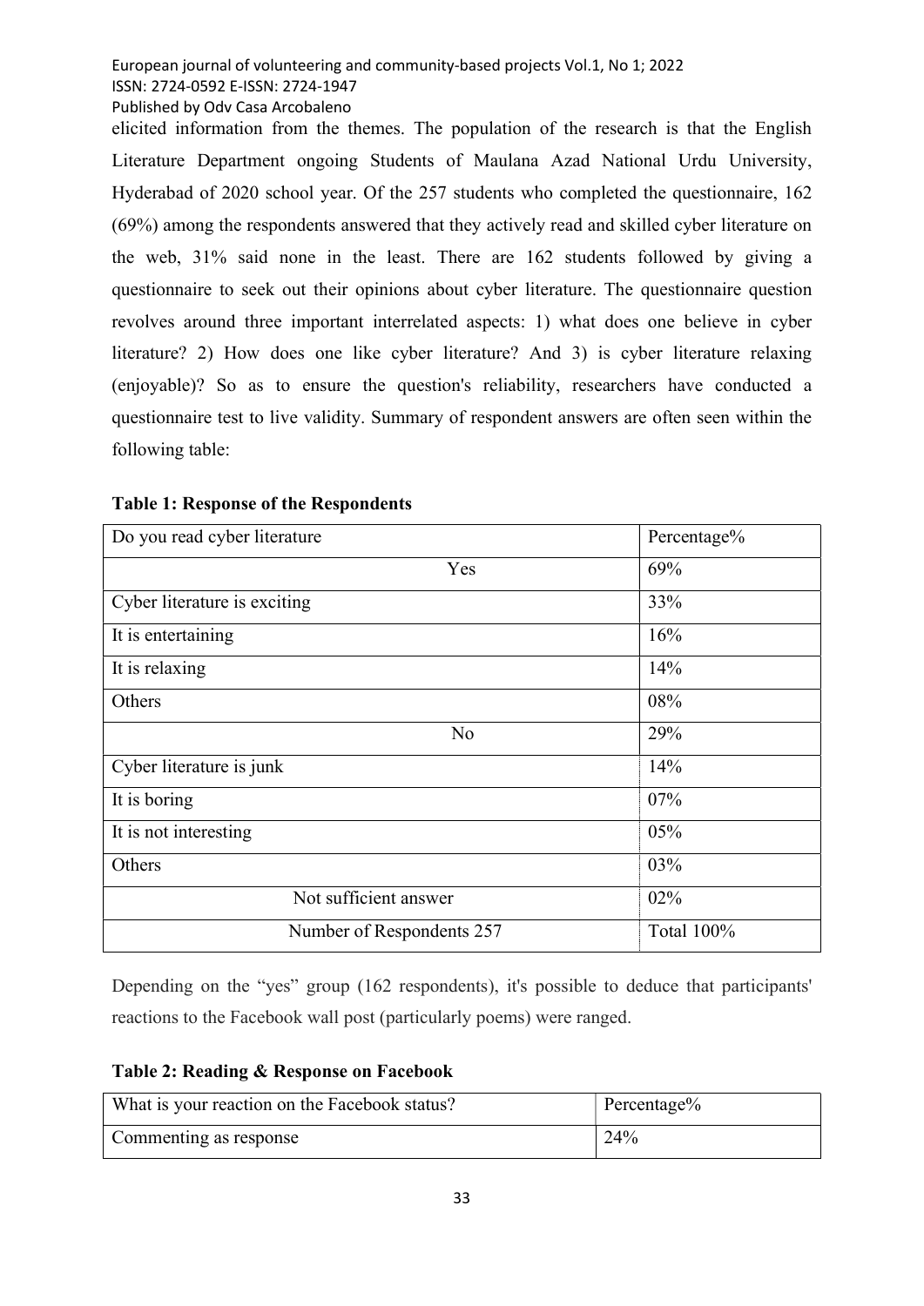elicited information from the themes. The population of the research is that the English Literature Department ongoing Students of Maulana Azad National Urdu University, Hyderabad of 2020 school year. Of the 257 students who completed the questionnaire, 162 (69%) among the respondents answered that they actively read and skilled cyber literature on the web, 31% said none in the least. There are 162 students followed by giving a questionnaire to seek out their opinions about cyber literature. The questionnaire question revolves around three important interrelated aspects: 1) what does one believe in cyber literature? 2) How does one like cyber literature? And 3) is cyber literature relaxing (enjoyable)? So as to ensure the question's reliability, researchers have conducted a questionnaire test to live validity. Summary of respondent answers are often seen within the following table:

**Table 1: Response of the Respondents**

| Do you read cyber literature | Percentage% |
|---|---|
| Yes | 69% |
| Cyber literature is exciting | 33% |
| It is entertaining | 16% |
| It is relaxing | 14% |
| Others | 08% |
| No | 29% |
| Cyber literature is junk | 14% |
| It is boring | 07% |
| It is not interesting | 05% |
| Others | 03% |
| Not sufficient answer | 02% |
| Number of Respondents 257 | Total 100% |

Depending on the "yes" group (162 respondents), it's possible to deduce that participants' reactions to the Facebook wall post (particularly poems) were ranged.

**Table 2: Reading & Response on Facebook**

| What is your reaction on the Facebook status? | Percentage% |
|---|---|
| Commenting as response | 24% |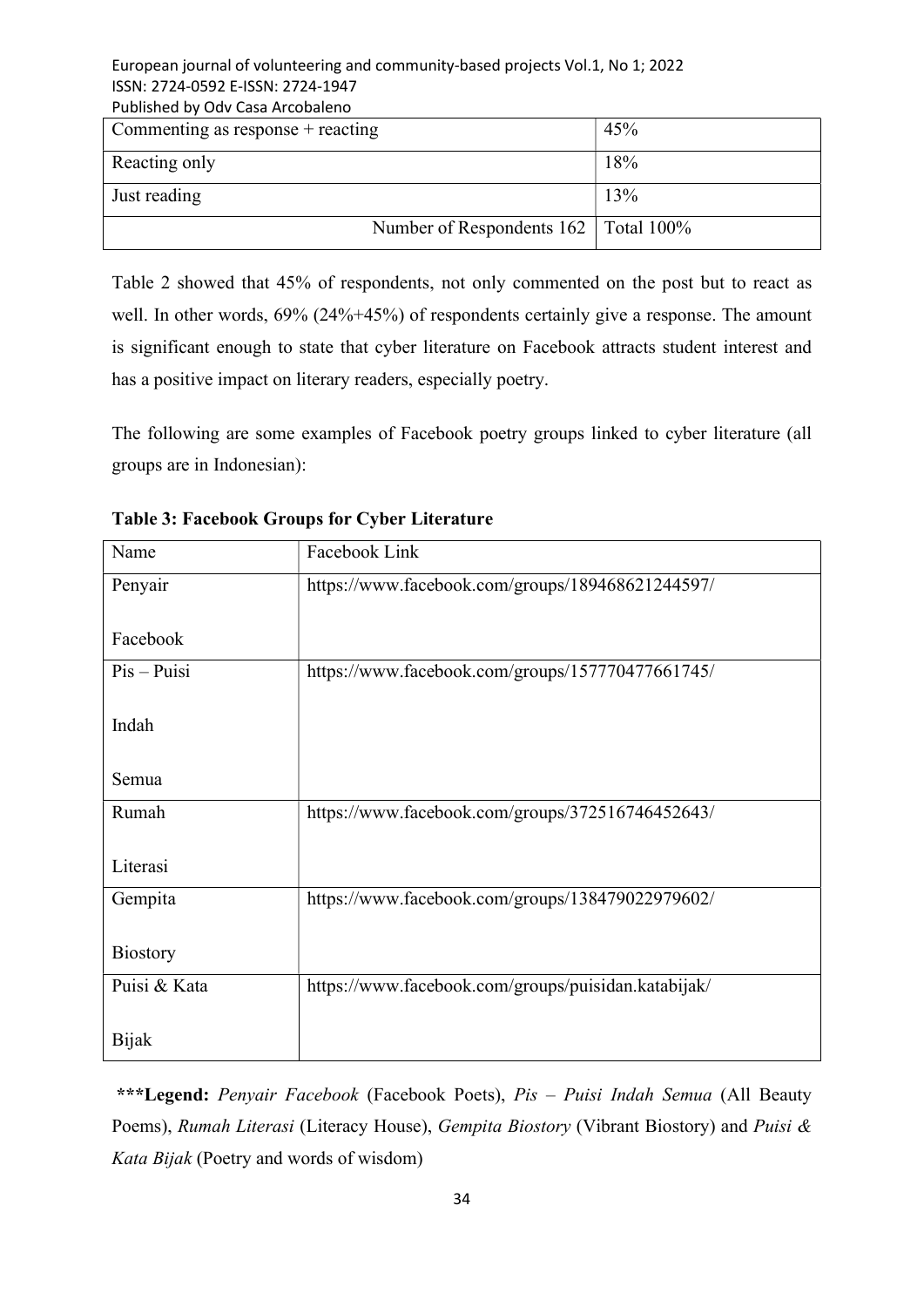| Commenting as response + reacting | 45% |
|---|---|
| Reacting only | 18% |
| Just reading | 13% |
| Number of Respondents 162 | Total 100% |

Table 2 showed that 45% of respondents, not only commented on the post but to react as well. In other words, 69% (24%+45%) of respondents certainly give a response. The amount is significant enough to state that cyber literature on Facebook attracts student interest and has a positive impact on literary readers, especially poetry.

The following are some examples of Facebook poetry groups linked to cyber literature (all groups are in Indonesian):

**Table 3: Facebook Groups for Cyber Literature**

| Name | Facebook Link |
|---|---|
| Penyair Facebook | https://www.facebook.com/groups/189468621244597/ |
| Pis – Puisi Indah Semua | https://www.facebook.com/groups/157770477661745/ |
| Rumah Literasi | https://www.facebook.com/groups/372516746452643/ |
| Gempita Biostory | https://www.facebook.com/groups/138479022979602/ |
| Puisi & Kata Bijak | https://www.facebook.com/groups/puisidan.katabijak/ |

**\*\*\*Legend:** *Penyair Facebook* (Facebook Poets), *Pis – Puisi Indah Semua* (All Beauty Poems), *Rumah Literasi* (Literacy House), *Gempita Biostory* (Vibrant Biostory) and *Puisi & Kata Bijak* (Poetry and words of wisdom)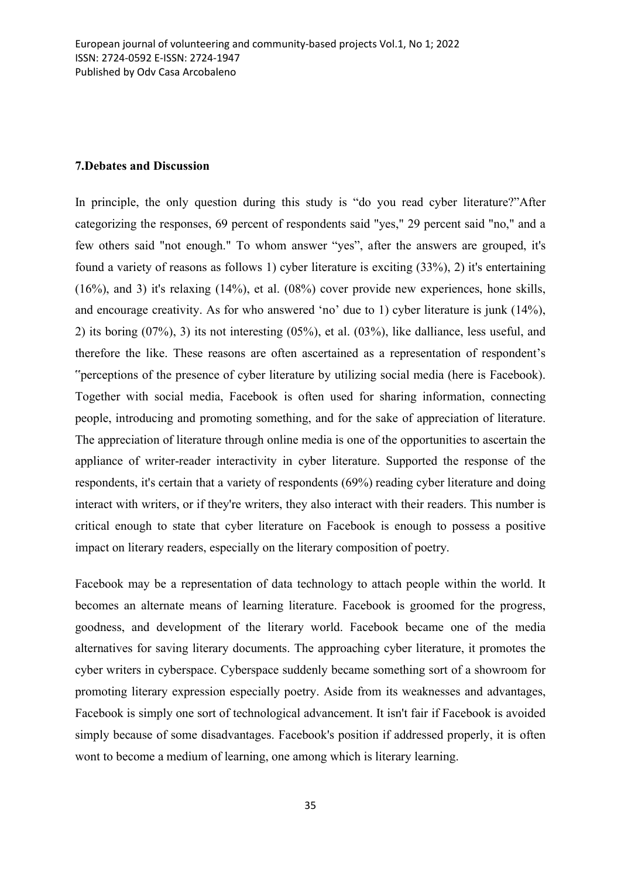## 7.Debates and Discussion

In principle, the only question during this study is "do you read cyber literature?"After categorizing the responses, 69 percent of respondents said "yes," 29 percent said "no," and a few others said "not enough." To whom answer "yes", after the answers are grouped, it's found a variety of reasons as follows 1) cyber literature is exciting (33%), 2) it's entertaining (16%), and 3) it's relaxing (14%), et al. (08%) cover provide new experiences, hone skills, and encourage creativity. As for who answered 'no' due to 1) cyber literature is junk (14%), 2) its boring (07%), 3) its not interesting (05%), et al. (03%), like dalliance, less useful, and therefore the like. These reasons are often ascertained as a representation of respondent's "perceptions of the presence of cyber literature by utilizing social media (here is Facebook). Together with social media, Facebook is often used for sharing information, connecting people, introducing and promoting something, and for the sake of appreciation of literature. The appreciation of literature through online media is one of the opportunities to ascertain the appliance of writer-reader interactivity in cyber literature. Supported the response of the respondents, it's certain that a variety of respondents (69%) reading cyber literature and doing interact with writers, or if they're writers, they also interact with their readers. This number is critical enough to state that cyber literature on Facebook is enough to possess a positive impact on literary readers, especially on the literary composition of poetry.

Facebook may be a representation of data technology to attach people within the world. It becomes an alternate means of learning literature. Facebook is groomed for the progress, goodness, and development of the literary world. Facebook became one of the media alternatives for saving literary documents. The approaching cyber literature, it promotes the cyber writers in cyberspace. Cyberspace suddenly became something sort of a showroom for promoting literary expression especially poetry. Aside from its weaknesses and advantages, Facebook is simply one sort of technological advancement. It isn't fair if Facebook is avoided simply because of some disadvantages. Facebook's position if addressed properly, it is often wont to become a medium of learning, one among which is literary learning.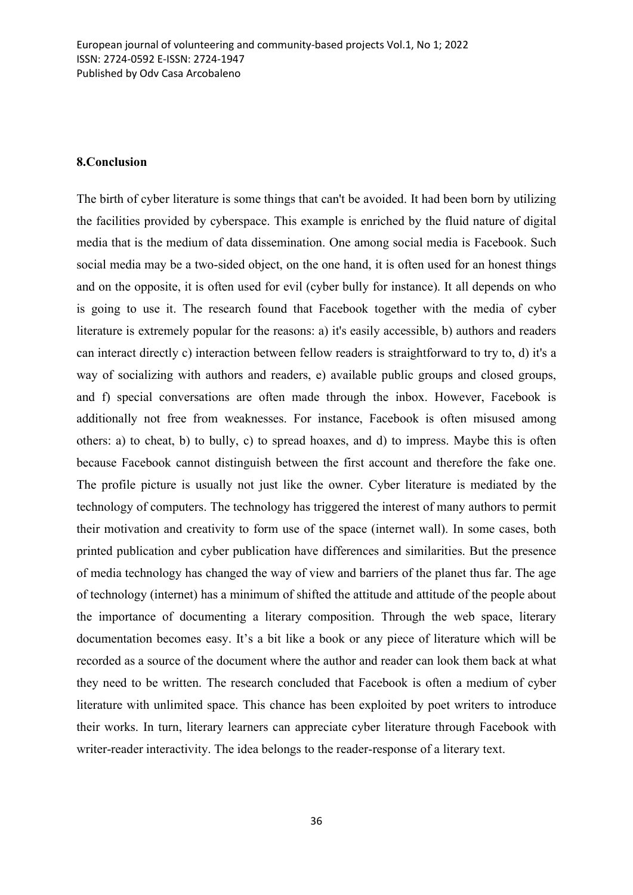## 8.Conclusion

The birth of cyber literature is some things that can't be avoided. It had been born by utilizing the facilities provided by cyberspace. This example is enriched by the fluid nature of digital media that is the medium of data dissemination. One among social media is Facebook. Such social media may be a two-sided object, on the one hand, it is often used for an honest things and on the opposite, it is often used for evil (cyber bully for instance). It all depends on who is going to use it. The research found that Facebook together with the media of cyber literature is extremely popular for the reasons: a) it's easily accessible, b) authors and readers can interact directly c) interaction between fellow readers is straightforward to try to, d) it's a way of socializing with authors and readers, e) available public groups and closed groups, and f) special conversations are often made through the inbox. However, Facebook is additionally not free from weaknesses. For instance, Facebook is often misused among others: a) to cheat, b) to bully, c) to spread hoaxes, and d) to impress. Maybe this is often because Facebook cannot distinguish between the first account and therefore the fake one. The profile picture is usually not just like the owner. Cyber literature is mediated by the technology of computers. The technology has triggered the interest of many authors to permit their motivation and creativity to form use of the space (internet wall). In some cases, both printed publication and cyber publication have differences and similarities. But the presence of media technology has changed the way of view and barriers of the planet thus far. The age of technology (internet) has a minimum of shifted the attitude and attitude of the people about the importance of documenting a literary composition. Through the web space, literary documentation becomes easy. It's a bit like a book or any piece of literature which will be recorded as a source of the document where the author and reader can look them back at what they need to be written. The research concluded that Facebook is often a medium of cyber literature with unlimited space. This chance has been exploited by poet writers to introduce their works. In turn, literary learners can appreciate cyber literature through Facebook with writer-reader interactivity. The idea belongs to the reader-response of a literary text.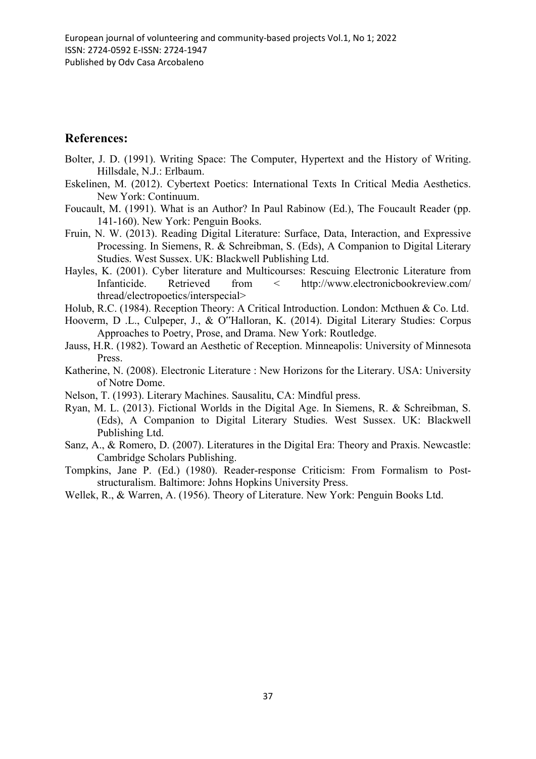## References:

Bolter, J. D. (1991). Writing Space: The Computer, Hypertext and the History of Writing. Hillsdale, N.J.: Erlbaum.

Eskelinen, M. (2012). Cybertext Poetics: International Texts In Critical Media Aesthetics. New York: Continuum.

Foucault, M. (1991). What is an Author? In Paul Rabinow (Ed.), The Foucault Reader (pp. 141-160). New York: Penguin Books.

Fruin, N. W. (2013). Reading Digital Literature: Surface, Data, Interaction, and Expressive Processing. In Siemens, R. & Schreibman, S. (Eds), A Companion to Digital Literary Studies. West Sussex. UK: Blackwell Publishing Ltd.

Hayles, K. (2001). Cyber literature and Multicourses: Rescuing Electronic Literature from Infanticide. Retrieved from < http://www.electronicbookreview.com/ thread/electropoetics/interspecial>

Holub, R.C. (1984). Reception Theory: A Critical Introduction. London: Mcthuen & Co. Ltd.

Hooverm, D .L., Culpeper, J., & O‟Halloran, K. (2014). Digital Literary Studies: Corpus Approaches to Poetry, Prose, and Drama. New York: Routledge.

Jauss, H.R. (1982). Toward an Aesthetic of Reception. Minneapolis: University of Minnesota Press.

Katherine, N. (2008). Electronic Literature : New Horizons for the Literary. USA: University of Notre Dome.

Nelson, T. (1993). Literary Machines. Sausalitu, CA: Mindful press.

Ryan, M. L. (2013). Fictional Worlds in the Digital Age. In Siemens, R. & Schreibman, S. (Eds), A Companion to Digital Literary Studies. West Sussex. UK: Blackwell Publishing Ltd.

Sanz, A., & Romero, D. (2007). Literatures in the Digital Era: Theory and Praxis. Newcastle: Cambridge Scholars Publishing.

Tompkins, Jane P. (Ed.) (1980). Reader-response Criticism: From Formalism to Post-structuralism. Baltimore: Johns Hopkins University Press.

Wellek, R., & Warren, A. (1956). Theory of Literature. New York: Penguin Books Ltd.